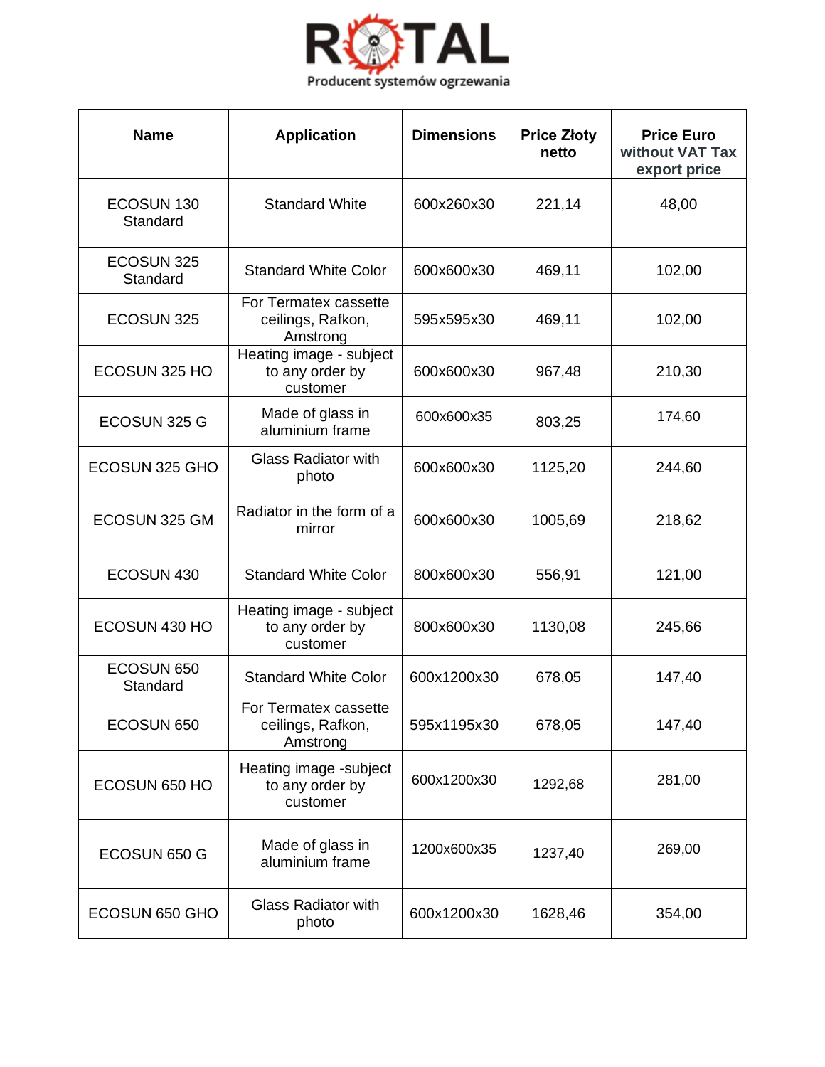ROTAL

Producent systemów ogrzewania

| Name | Application | Dimensions | Price Złoty netto | Price Euro without VAT Tax export price |
| --- | --- | --- | --- | --- |
| ECOSUN 130 Standard | Standard White | 600x260x30 | 221,14 | 48,00 |
| ECOSUN 325 Standard | Standard White Color | 600x600x30 | 469,11 | 102,00 |
| ECOSUN 325 | For Termatex cassette ceilings, Rafkon, Amstrong | 595x595x30 | 469,11 | 102,00 |
| ECOSUN 325 HO | Heating image - subject to any order by customer | 600x600x30 | 967,48 | 210,30 |
| ECOSUN 325 G | Made of glass in aluminium frame | 600x600x35 | 803,25 | 174,60 |
| ECOSUN 325 GHO | Glass Radiator with photo | 600x600x30 | 1125,20 | 244,60 |
| ECOSUN 325 GM | Radiator in the form of a mirror | 600x600x30 | 1005,69 | 218,62 |
| ECOSUN 430 | Standard White Color | 800x600x30 | 556,91 | 121,00 |
| ECOSUN 430 HO | Heating image - subject to any order by customer | 800x600x30 | 1130,08 | 245,66 |
| ECOSUN 650 Standard | Standard White Color | 600x1200x30 | 678,05 | 147,40 |
| ECOSUN 650 | For Termatex cassette ceilings, Rafkon, Amstrong | 595x1195x30 | 678,05 | 147,40 |
| ECOSUN 650 HO | Heating image -subject to any order by customer | 600x1200x30 | 1292,68 | 281,00 |
| ECOSUN 650 G | Made of glass in aluminium frame | 1200x600x35 | 1237,40 | 269,00 |
| ECOSUN 650 GHO | Glass Radiator with photo | 600x1200x30 | 1628,46 | 354,00 |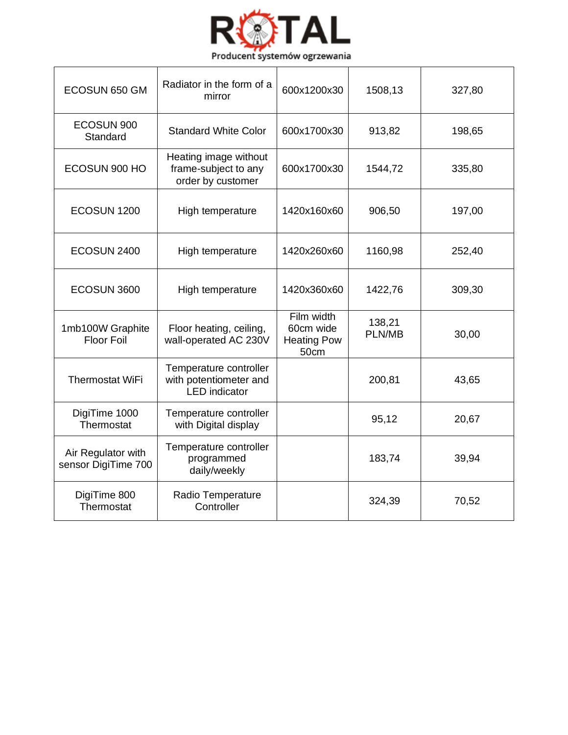ROTAL
Producent systemów ogrzewania

| | | | | |
|---|---|---|---|---|
| ECOSUN 650 GM | Radiator in the form of a mirror | 600x1200x30 | 1508,13 | 327,80 |
| ECOSUN 900 Standard | Standard White Color | 600x1700x30 | 913,82 | 198,65 |
| ECOSUN 900 HO | Heating image without frame-subject to any order by customer | 600x1700x30 | 1544,72 | 335,80 |
| ECOSUN 1200 | High temperature | 1420x160x60 | 906,50 | 197,00 |
| ECOSUN 2400 | High temperature | 1420x260x60 | 1160,98 | 252,40 |
| ECOSUN 3600 | High temperature | 1420x360x60 | 1422,76 | 309,30 |
| 1mb100W Graphite Floor Foil | Floor heating, ceiling, wall-operated AC 230V | Film width 60cm wide Heating Pow 50cm | 138,21 PLN/MB | 30,00 |
| Thermostat WiFi | Temperature controller with potentiometer and LED indicator | | 200,81 | 43,65 |
| DigiTime 1000 Thermostat | Temperature controller with Digital display | | 95,12 | 20,67 |
| Air Regulator with sensor DigiTime 700 | Temperature controller programmed daily/weekly | | 183,74 | 39,94 |
| DigiTime 800 Thermostat | Radio Temperature Controller | | 324,39 | 70,52 |